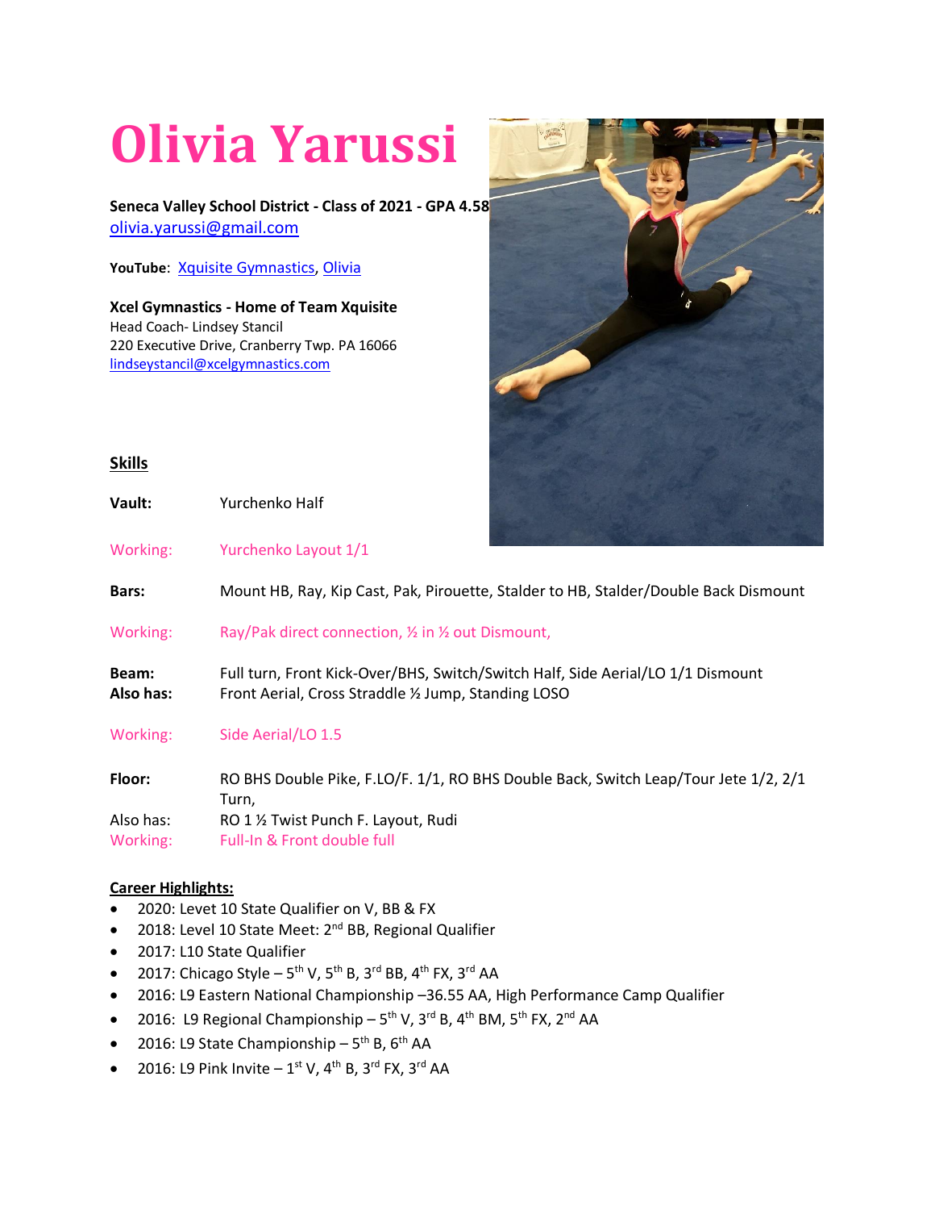# Olivia Yarussi

**Seneca Valley School District - Class of 2021 - GPA 4.58**
olivia.yarussi@gmail.com

**YouTube**: Xquisite Gymnastics, Olivia

**Xcel Gymnastics - Home of Team Xquisite**
Head Coach- Lindsey Stancil
220 Executive Drive, Cranberry Twp. PA 16066
lindseystancil@xcelgymnastics.com

## Skills

**Vault:** Yurchenko Half

Working: Yurchenko Layout 1/1

**Bars:** Mount HB, Ray, Kip Cast, Pak, Pirouette, Stalder to HB, Stalder/Double Back Dismount

Working: Ray/Pak direct connection, ½ in ½ out Dismount,

**Beam:** Full turn, Front Kick-Over/BHS, Switch/Switch Half, Side Aerial/LO 1/1 Dismount
**Also has:** Front Aerial, Cross Straddle ½ Jump, Standing LOSO

Working: Side Aerial/LO 1.5

**Floor:** RO BHS Double Pike, F.LO/F. 1/1, RO BHS Double Back, Switch Leap/Tour Jete 1/2, 2/1 Turn,
Also has: RO 1 ½ Twist Punch F. Layout, Rudi
Working: Full-In & Front double full

**Career Highlights:**

- 2020: Levet 10 State Qualifier on V, BB & FX
- 2018: Level 10 State Meet: 2nd BB, Regional Qualifier
- 2017: L10 State Qualifier
- 2017: Chicago Style – 5th V, 5th B, 3rd BB, 4th FX, 3rd AA
- 2016: L9 Eastern National Championship –36.55 AA, High Performance Camp Qualifier
- 2016: L9 Regional Championship – 5th V, 3rd B, 4th BM, 5th FX, 2nd AA
- 2016: L9 State Championship – 5th B, 6th AA
- 2016: L9 Pink Invite – 1st V, 4th B, 3rd FX, 3rd AA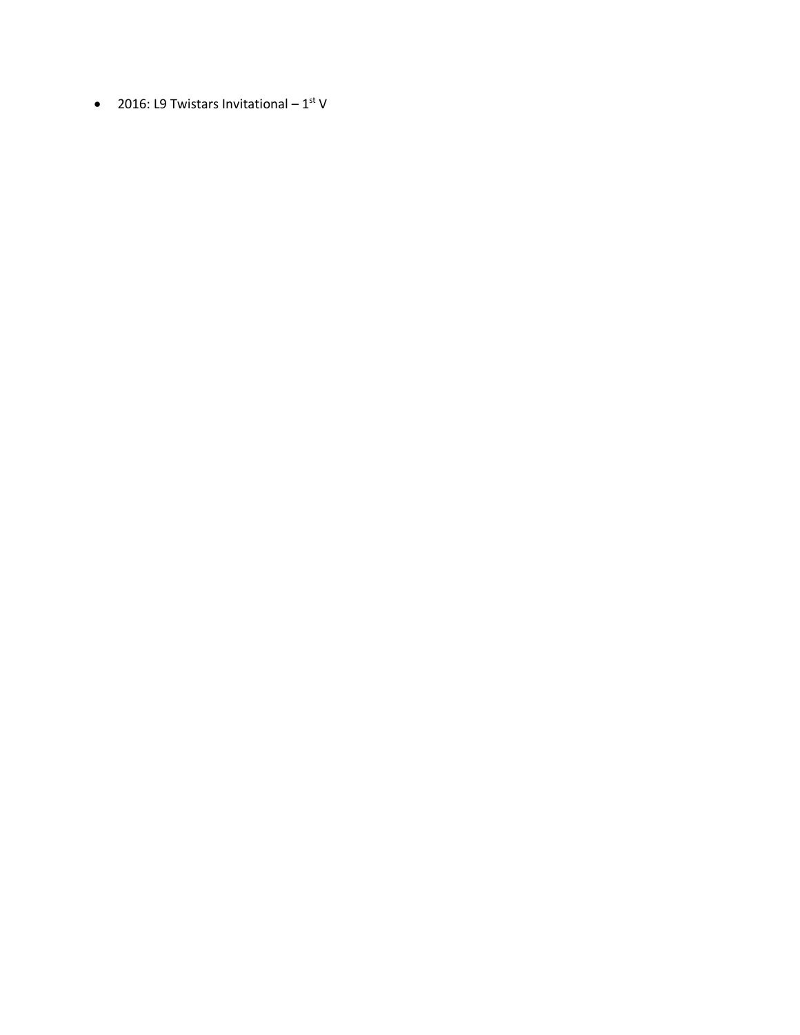- 2016: L9 Twistars Invitational – 1st V